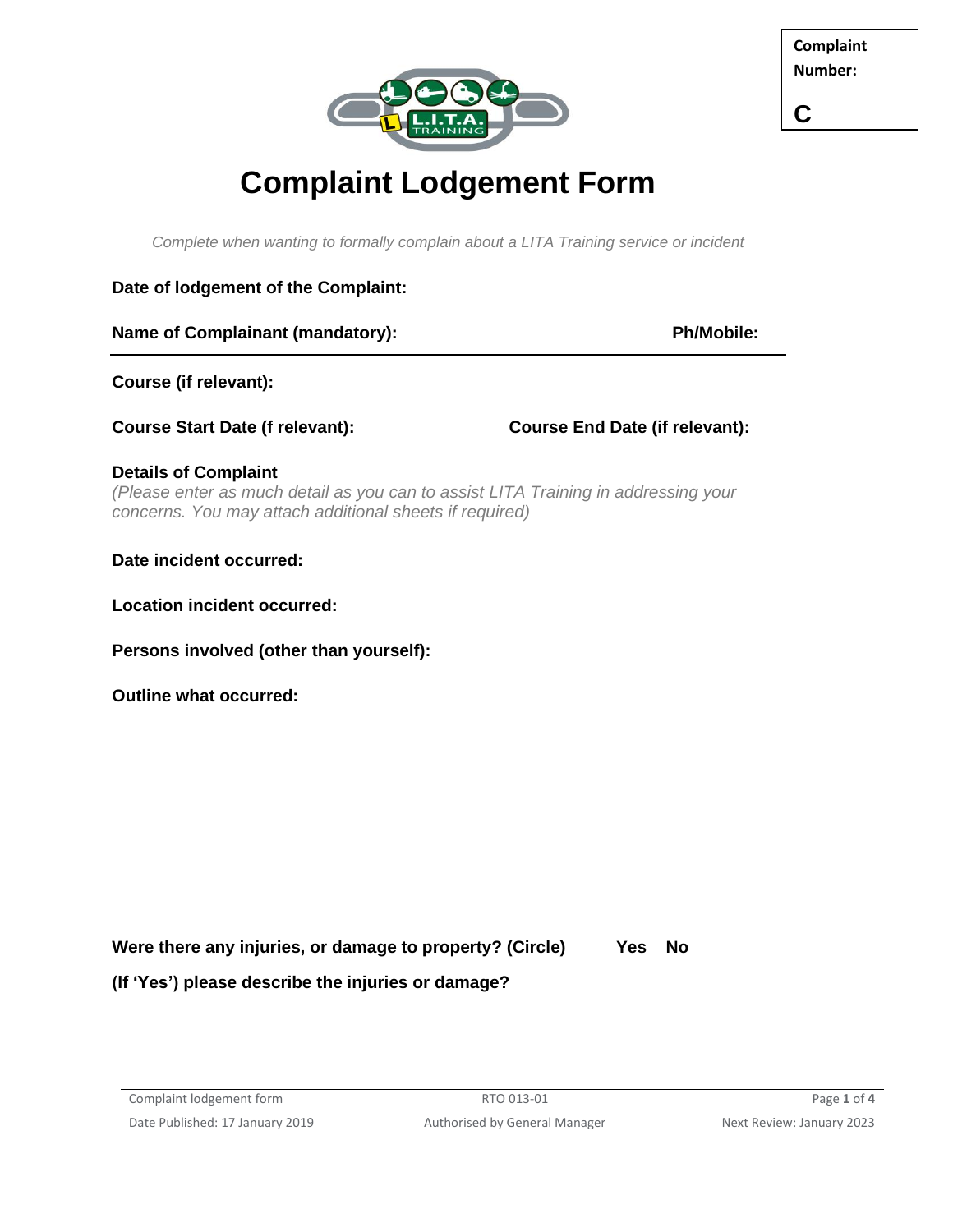**Complaint Number:**

**C**

# Complaint Lodgement Form

*Complete when wanting to formally complain about a LITA Training service or incident*

**Date of lodgement of the Complaint:**

**Name of Complainant (mandatory):** **Ph/Mobile:**

**Course (if relevant):**

**Course Start Date (f relevant):** **Course End Date (if relevant):**

**Details of Complaint**
*(Please enter as much detail as you can to assist LITA Training in addressing your concerns. You may attach additional sheets if required)*

**Date incident occurred:**

**Location incident occurred:**

**Persons involved (other than yourself):**

**Outline what occurred:**

**Were there any injuries, or damage to property? (Circle)** **Yes** **No**

**(If 'Yes') please describe the injuries or damage?**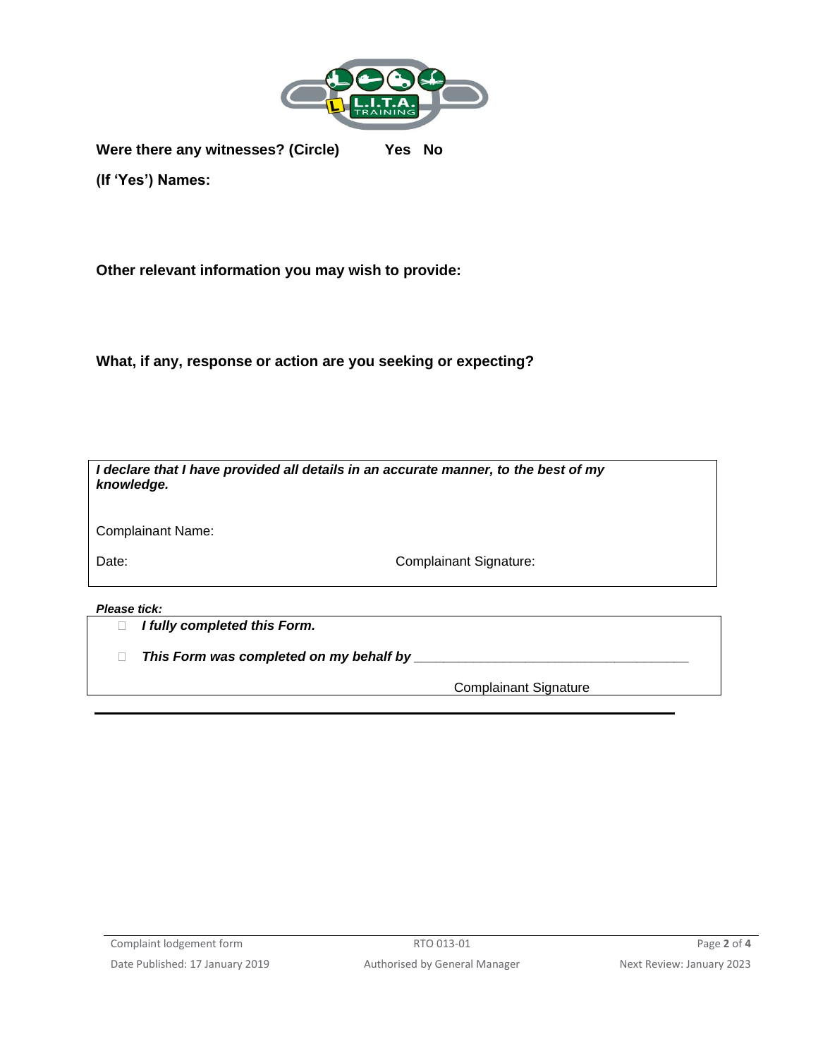**Were there any witnesses? (Circle)** **Yes No**

**(If 'Yes') Names:**

**Other relevant information you may wish to provide:**

**What, if any, response or action are you seeking or expecting?**

***I declare that I have provided all details in an accurate manner, to the best of my knowledge.***

Complainant Name:

Date: Complainant Signature:

***Please tick:***

- ☐ ***I fully completed this Form.***
- ☐ ***This Form was completed on my behalf by*** ______________________________________

Complainant Signature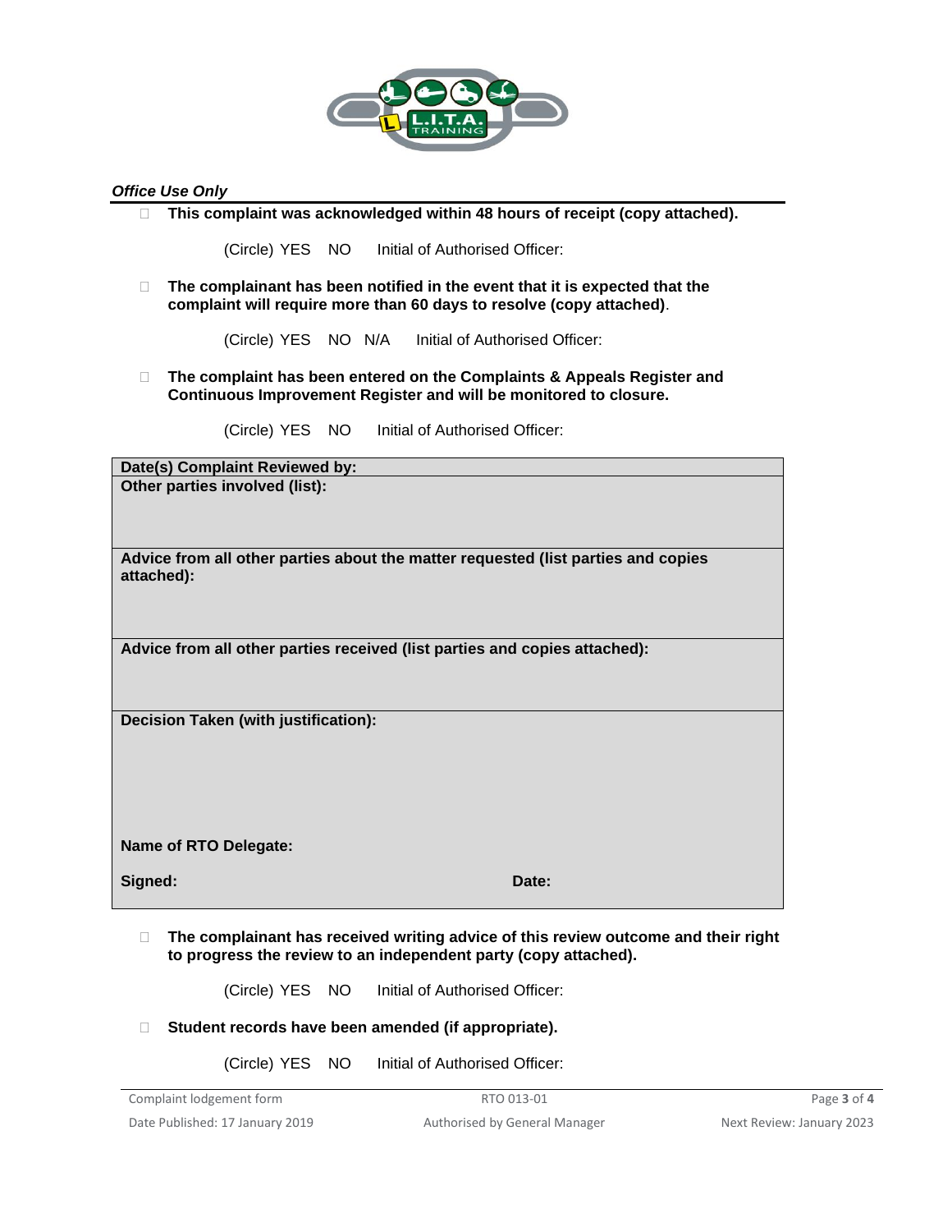***Office Use Only***

- ☐ **This complaint was acknowledged within 48 hours of receipt (copy attached).**

  (Circle) YES  NO  Initial of Authorised Officer:

- ☐ **The complainant has been notified in the event that it is expected that the complaint will require more than 60 days to resolve (copy attached)**.

  (Circle) YES  NO  N/A  Initial of Authorised Officer:

- ☐ **The complaint has been entered on the Complaints & Appeals Register and Continuous Improvement Register and will be monitored to closure.**

  (Circle) YES  NO  Initial of Authorised Officer:

| **Date(s) Complaint Reviewed by:** |
| --- |
| **Other parties involved (list):** |
| **Advice from all other parties about the matter requested (list parties and copies attached):** |
| **Advice from all other parties received (list parties and copies attached):** |
| **Decision Taken (with justification):**<br><br>**Name of RTO Delegate:**<br><br>**Signed:** **Date:** |

- ☐ **The complainant has received writing advice of this review outcome and their right to progress the review to an independent party (copy attached).**

  (Circle) YES  NO  Initial of Authorised Officer:

- ☐ **Student records have been amended (if appropriate).**

  (Circle) YES  NO  Initial of Authorised Officer: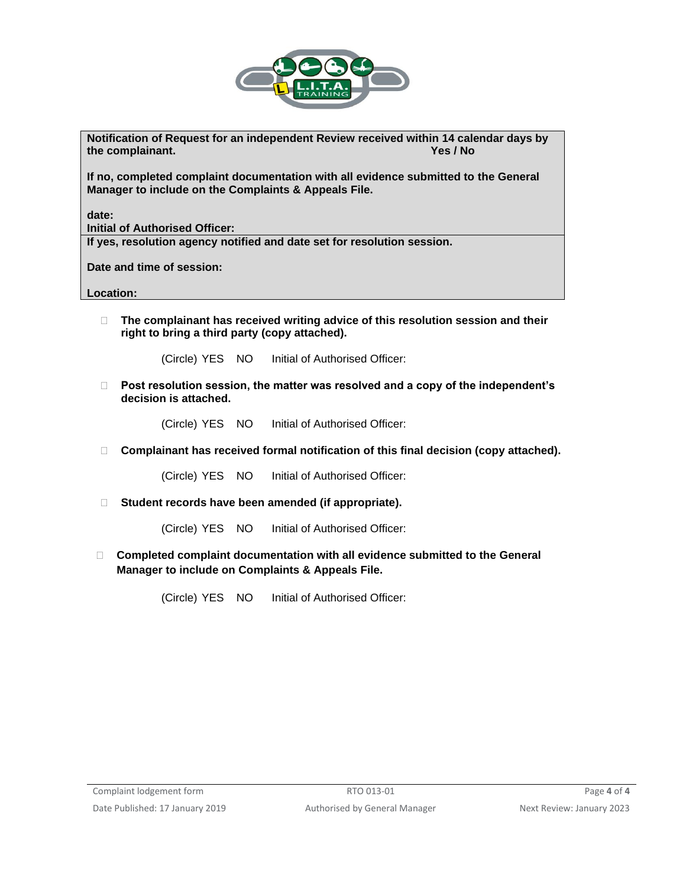**Notification of Request for an independent Review received within 14 calendar days by the complainant. Yes / No**

**If no, completed complaint documentation with all evidence submitted to the General Manager to include on the Complaints & Appeals File.**

**date:**

**Initial of Authorised Officer:**

**If yes, resolution agency notified and date set for resolution session.**

**Date and time of session:**

**Location:**

- ☐ **The complainant has received writing advice of this resolution session and their right to bring a third party (copy attached).**

  (Circle) YES NO Initial of Authorised Officer:

- ☐ **Post resolution session, the matter was resolved and a copy of the independent's decision is attached.**

  (Circle) YES NO Initial of Authorised Officer:

- ☐ **Complainant has received formal notification of this final decision (copy attached).**

  (Circle) YES NO Initial of Authorised Officer:

- ☐ **Student records have been amended (if appropriate).**

  (Circle) YES NO Initial of Authorised Officer:

- ☐ **Completed complaint documentation with all evidence submitted to the General Manager to include on Complaints & Appeals File.**

  (Circle) YES NO Initial of Authorised Officer: